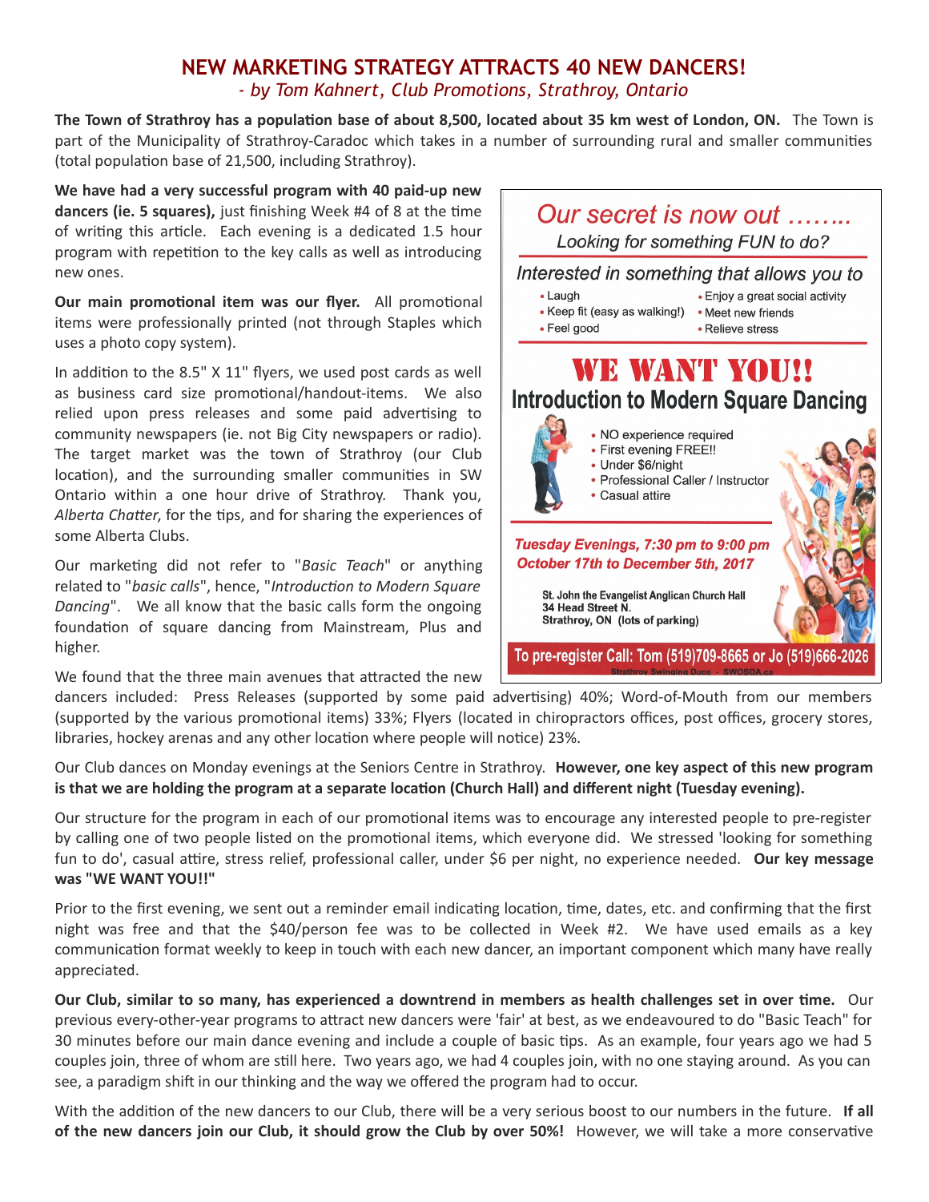# NEW MARKETING STRATEGY ATTRACTS 40 NEW DANCERS!

*- by Tom Kahnert, Club Promotions, Strathroy, Ontario*

**The Town of Strathroy has a population base of about 8,500, located about 35 km west of London, ON.** The Town is part of the Municipality of Strathroy-Caradoc which takes in a number of surrounding rural and smaller communities (total population base of 21,500, including Strathroy).

**We have had a very successful program with 40 paid-up new dancers (ie. 5 squares),** just finishing Week #4 of 8 at the time of writing this article. Each evening is a dedicated 1.5 hour program with repetition to the key calls as well as introducing new ones.

**Our main promotional item was our flyer.** All promotional items were professionally printed (not through Staples which uses a photo copy system).

In addition to the 8.5" X 11" flyers, we used post cards as well as business card size promotional/handout-items. We also relied upon press releases and some paid advertising to community newspapers (ie. not Big City newspapers or radio). The target market was the town of Strathroy (our Club location), and the surrounding smaller communities in SW Ontario within a one hour drive of Strathroy. Thank you, *Alberta Chatter*, for the tips, and for sharing the experiences of some Alberta Clubs.

Our marketing did not refer to "*Basic Teach*" or anything related to "*basic calls*", hence, "*Introduction to Modern Square Dancing*". We all know that the basic calls form the ongoing foundation of square dancing from Mainstream, Plus and higher.

> *Our secret is now out ……..*
>
> *Looking for something FUN to do?*
>
> *Interested in something that allows you to*
>
> - Laugh
> - Keep fit (easy as walking!)
> - Feel good
> - Enjoy a great social activity
> - Meet new friends
> - Relieve stress
>
> **WE WANT YOU!!**
>
> **Introduction to Modern Square Dancing**
>
> - NO experience required
> - First evening FREE!!
> - Under $6/night
> - Professional Caller / Instructor
> - Casual attire
>
> ***Tuesday Evenings, 7:30 pm to 9:00 pm***
> ***October 17th to December 5th, 2017***
>
> **St. John the Evangelist Anglican Church Hall**
> **34 Head Street N.**
> **Strathroy, ON (lots of parking)**
>
> **To pre-register Call: Tom (519)709-8665 or Jo (519)666-2026**
>
> Strathroy Swinging Duos - SWOSDA.ca

We found that the three main avenues that attracted the new dancers included: Press Releases (supported by some paid advertising) 40%; Word-of-Mouth from our members (supported by the various promotional items) 33%; Flyers (located in chiropractors offices, post offices, grocery stores, libraries, hockey arenas and any other location where people will notice) 23%.

Our Club dances on Monday evenings at the Seniors Centre in Strathroy. **However, one key aspect of this new program is that we are holding the program at a separate location (Church Hall) and different night (Tuesday evening).**

Our structure for the program in each of our promotional items was to encourage any interested people to pre-register by calling one of two people listed on the promotional items, which everyone did. We stressed 'looking for something fun to do', casual attire, stress relief, professional caller, under $6 per night, no experience needed. **Our key message was "WE WANT YOU!!"**

Prior to the first evening, we sent out a reminder email indicating location, time, dates, etc. and confirming that the first night was free and that the $40/person fee was to be collected in Week #2. We have used emails as a key communication format weekly to keep in touch with each new dancer, an important component which many have really appreciated.

**Our Club, similar to so many, has experienced a downtrend in members as health challenges set in over time.** Our previous every-other-year programs to attract new dancers were 'fair' at best, as we endeavoured to do "Basic Teach" for 30 minutes before our main dance evening and include a couple of basic tips. As an example, four years ago we had 5 couples join, three of whom are still here. Two years ago, we had 4 couples join, with no one staying around. As you can see, a paradigm shift in our thinking and the way we offered the program had to occur.

With the addition of the new dancers to our Club, there will be a very serious boost to our numbers in the future. **If all of the new dancers join our Club, it should grow the Club by over 50%!** However, we will take a more conservative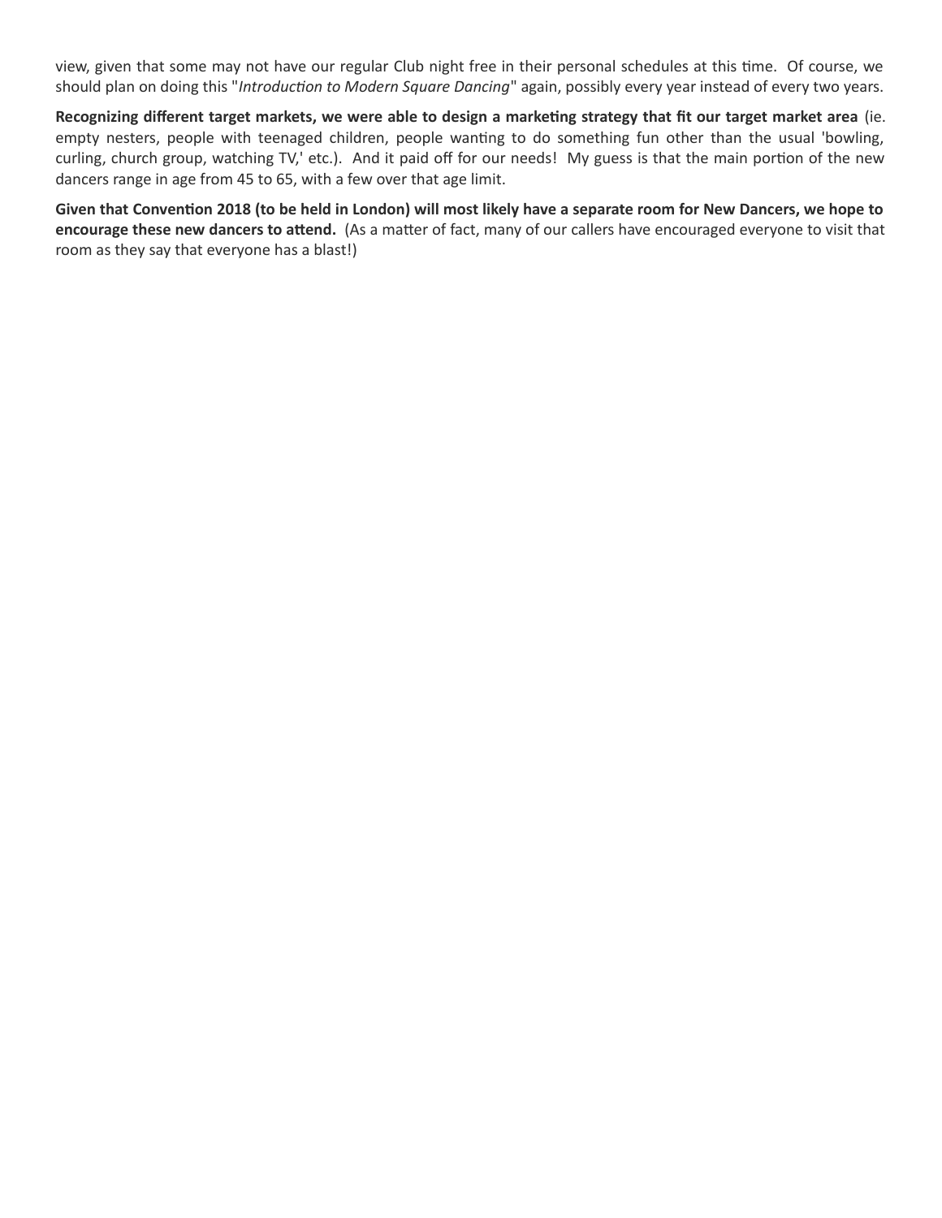view, given that some may not have our regular Club night free in their personal schedules at this time. Of course, we should plan on doing this "*Introduction to Modern Square Dancing*" again, possibly every year instead of every two years.

**Recognizing different target markets, we were able to design a marketing strategy that fit our target market area** (ie. empty nesters, people with teenaged children, people wanting to do something fun other than the usual 'bowling, curling, church group, watching TV,' etc.). And it paid off for our needs! My guess is that the main portion of the new dancers range in age from 45 to 65, with a few over that age limit.

**Given that Convention 2018 (to be held in London) will most likely have a separate room for New Dancers, we hope to encourage these new dancers to attend.** (As a matter of fact, many of our callers have encouraged everyone to visit that room as they say that everyone has a blast!)